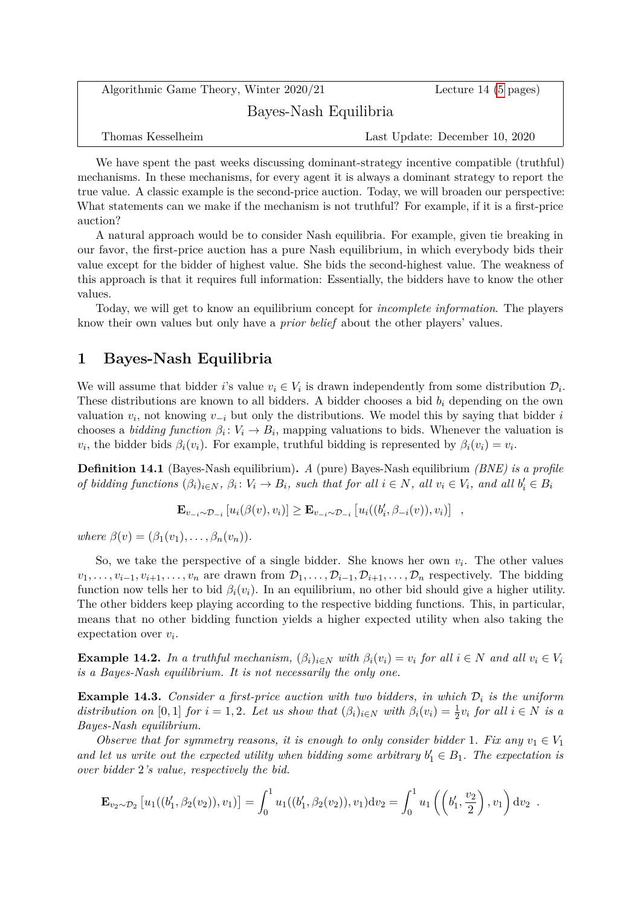| Algorithmic Game Theory, Winter 2020/21 | Lecture 14 (5 pages) |
| --- | --- |
| Bayes-Nash Equilibria | |
| Thomas Kesselheim | Last Update: December 10, 2020 |

We have spent the past weeks discussing dominant-strategy incentive compatible (truthful) mechanisms. In these mechanisms, for every agent it is always a dominant strategy to report the true value. A classic example is the second-price auction. Today, we will broaden our perspective: What statements can we make if the mechanism is not truthful? For example, if it is a first-price auction?

A natural approach would be to consider Nash equilibria. For example, given tie breaking in our favor, the first-price auction has a pure Nash equilibrium, in which everybody bids their value except for the bidder of highest value. She bids the second-highest value. The weakness of this approach is that it requires full information: Essentially, the bidders have to know the other values.

Today, we will get to know an equilibrium concept for *incomplete information*. The players know their own values but only have a *prior belief* about the other players' values.

## 1 Bayes-Nash Equilibria

We will assume that bidder $i$'s value $v_i \in V_i$ is drawn independently from some distribution $\mathcal{D}_i$. These distributions are known to all bidders. A bidder chooses a bid $b_i$ depending on the own valuation $v_i$, not knowing $v_{-i}$ but only the distributions. We model this by saying that bidder $i$ chooses a *bidding function* $\beta_i \colon V_i \to B_i$, mapping valuations to bids. Whenever the valuation is $v_i$, the bidder bids $\beta_i(v_i)$. For example, truthful bidding is represented by $\beta_i(v_i) = v_i$.

**Definition 14.1** (Bayes-Nash equilibrium)**.** *A* (pure) Bayes-Nash equilibrium *(BNE) is a profile of bidding functions $(\beta_i)_{i \in N}$, $\beta_i \colon V_i \to B_i$, such that for all $i \in N$, all $v_i \in V_i$, and all $b_i' \in B_i$*

$$\mathbf{E}_{v_{-i} \sim \mathcal{D}_{-i}} \left[ u_i(\beta(v), v_i) \right] \geq \mathbf{E}_{v_{-i} \sim \mathcal{D}_{-i}} \left[ u_i((b_i', \beta_{-i}(v)), v_i) \right] \quad ,$$

*where $\beta(v) = (\beta_1(v_1), \ldots, \beta_n(v_n))$.*

So, we take the perspective of a single bidder. She knows her own $v_i$. The other values $v_1, \ldots, v_{i-1}, v_{i+1}, \ldots, v_n$ are drawn from $\mathcal{D}_1, \ldots, \mathcal{D}_{i-1}, \mathcal{D}_{i+1}, \ldots, \mathcal{D}_n$ respectively. The bidding function now tells her to bid $\beta_i(v_i)$. In an equilibrium, no other bid should give a higher utility. The other bidders keep playing according to the respective bidding functions. This, in particular, means that no other bidding function yields a higher expected utility when also taking the expectation over $v_i$.

**Example 14.2.** *In a truthful mechanism, $(\beta_i)_{i \in N}$ with $\beta_i(v_i) = v_i$ for all $i \in N$ and all $v_i \in V_i$ is a Bayes-Nash equilibrium. It is not necessarily the only one.*

**Example 14.3.** *Consider a first-price auction with two bidders, in which $\mathcal{D}_i$ is the uniform distribution on $[0, 1]$ for $i = 1, 2$. Let us show that $(\beta_i)_{i \in N}$ with $\beta_i(v_i) = \frac{1}{2} v_i$ for all $i \in N$ is a Bayes-Nash equilibrium.*

*Observe that for symmetry reasons, it is enough to only consider bidder 1. Fix any $v_1 \in V_1$ and let us write out the expected utility when bidding some arbitrary $b_1' \in B_1$. The expectation is over bidder 2's value, respectively the bid.*

$$\mathbf{E}_{v_2 \sim \mathcal{D}_2} \left[ u_1((b_1', \beta_2(v_2)), v_1) \right] = \int_0^1 u_1((b_1', \beta_2(v_2)), v_1) \mathrm{d}v_2 = \int_0^1 u_1 \left( \left( b_1', \frac{v_2}{2} \right), v_1 \right) \mathrm{d}v_2 \enspace .$$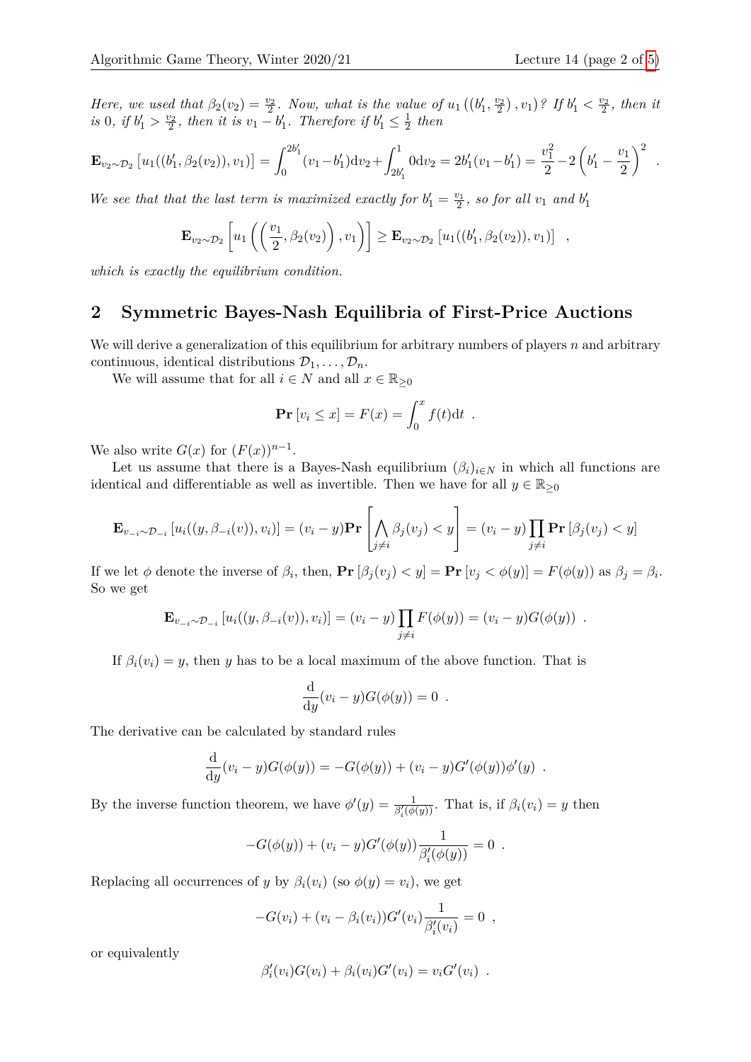*Here, we used that $\beta_2(v_2) = \frac{v_2}{2}$. Now, what is the value of $u_1\left(\left(b_1', \frac{v_2}{2}\right), v_1\right)$? If $b_1' < \frac{v_2}{2}$, then it is 0, if $b_1' > \frac{v_2}{2}$, then it is $v_1 - b_1'$. Therefore if $b_1' \leq \frac{1}{2}$ then*

$$\mathbf{E}_{v_2 \sim \mathcal{D}_2}\left[u_1((b_1', \beta_2(v_2)), v_1)\right] = \int_0^{2b_1'} (v_1 - b_1') \mathrm{d}v_2 + \int_{2b_1'}^1 0 \mathrm{d}v_2 = 2b_1'(v_1 - b_1') = \frac{v_1^2}{2} - 2\left(b_1' - \frac{v_1}{2}\right)^2 \ .$$

*We see that that the last term is maximized exactly for $b_1' = \frac{v_1}{2}$, so for all $v_1$ and $b_1'$*

$$\mathbf{E}_{v_2 \sim \mathcal{D}_2}\left[u_1\left(\left(\frac{v_1}{2}, \beta_2(v_2)\right), v_1\right)\right] \geq \mathbf{E}_{v_2 \sim \mathcal{D}_2}\left[u_1((b_1', \beta_2(v_2)), v_1)\right] \ ,$$

*which is exactly the equilibrium condition.*

## 2 Symmetric Bayes-Nash Equilibria of First-Price Auctions

We will derive a generalization of this equilibrium for arbitrary numbers of players $n$ and arbitrary continuous, identical distributions $\mathcal{D}_1, \ldots, \mathcal{D}_n$.

We will assume that for all $i \in N$ and all $x \in \mathbb{R}_{\geq 0}$

$$\mathbf{Pr}\left[v_i \leq x\right] = F(x) = \int_0^x f(t) \mathrm{d}t \ .$$

We also write $G(x)$ for $(F(x))^{n-1}$.

Let us assume that there is a Bayes-Nash equilibrium $(\beta_i)_{i \in N}$ in which all functions are identical and differentiable as well as invertible. Then we have for all $y \in \mathbb{R}_{\geq 0}$

$$\mathbf{E}_{v_{-i} \sim \mathcal{D}_{-i}}\left[u_i((y, \beta_{-i}(v)), v_i)\right] = (v_i - y) \mathbf{Pr}\left[\bigwedge_{j \neq i} \beta_j(v_j) < y\right] = (v_i - y) \prod_{j \neq i} \mathbf{Pr}\left[\beta_j(v_j) < y\right]$$

If we let $\phi$ denote the inverse of $\beta_i$, then, $\mathbf{Pr}\left[\beta_j(v_j) < y\right] = \mathbf{Pr}\left[v_j < \phi(y)\right] = F(\phi(y))$ as $\beta_j = \beta_i$. So we get

$$\mathbf{E}_{v_{-i} \sim \mathcal{D}_{-i}}\left[u_i((y, \beta_{-i}(v)), v_i)\right] = (v_i - y) \prod_{j \neq i} F(\phi(y)) = (v_i - y) G(\phi(y)) \ .$$

If $\beta_i(v_i) = y$, then $y$ has to be a local maximum of the above function. That is

$$\frac{\mathrm{d}}{\mathrm{d}y}(v_i - y) G(\phi(y)) = 0 \ .$$

The derivative can be calculated by standard rules

$$\frac{\mathrm{d}}{\mathrm{d}y}(v_i - y) G(\phi(y)) = -G(\phi(y)) + (v_i - y) G'(\phi(y)) \phi'(y) \ .$$

By the inverse function theorem, we have $\phi'(y) = \frac{1}{\beta_i'(\phi(y))}$. That is, if $\beta_i(v_i) = y$ then

$$-G(\phi(y)) + (v_i - y) G'(\phi(y)) \frac{1}{\beta_i'(\phi(y))} = 0 \ .$$

Replacing all occurrences of $y$ by $\beta_i(v_i)$ (so $\phi(y) = v_i$), we get

$$-G(v_i) + (v_i - \beta_i(v_i)) G'(v_i) \frac{1}{\beta_i'(v_i)} = 0 \ ,$$

or equivalently

$$\beta_i'(v_i) G(v_i) + \beta_i(v_i) G'(v_i) = v_i G'(v_i) \ .$$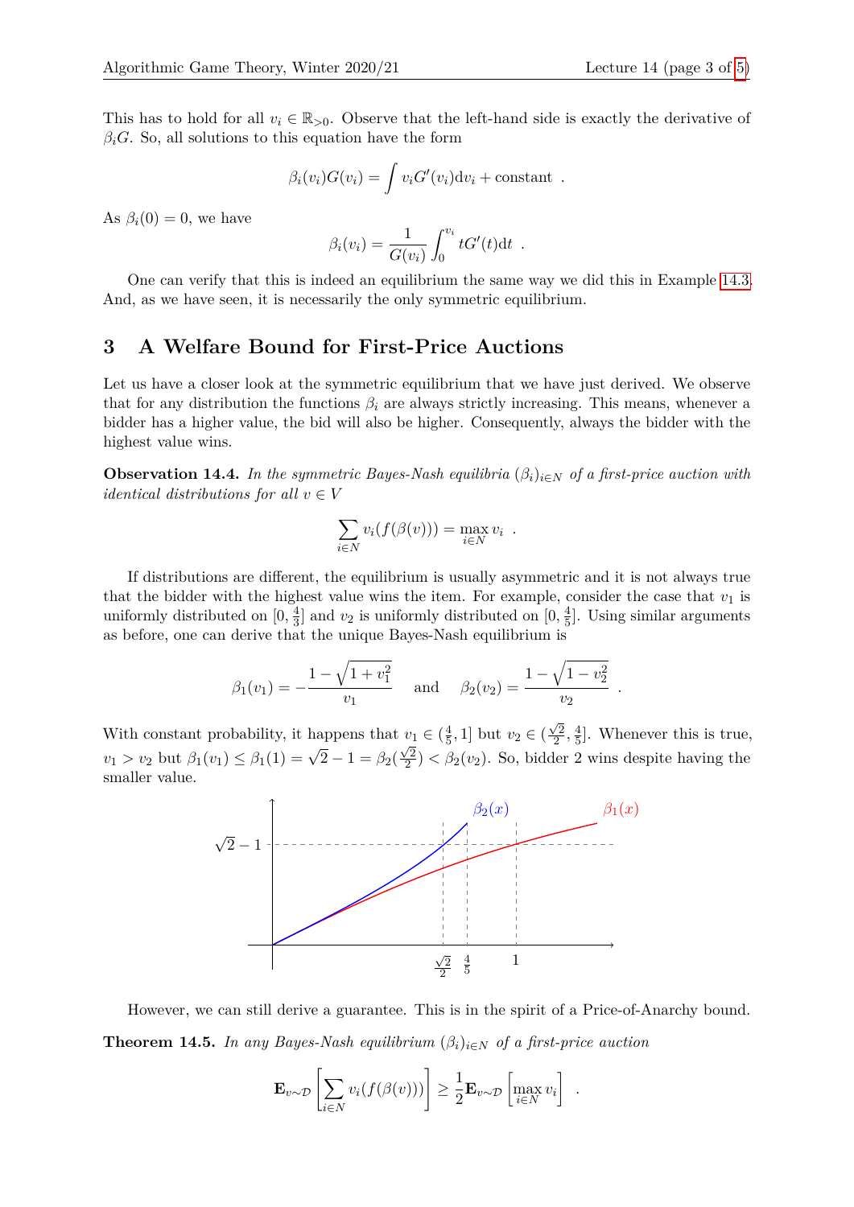This has to hold for all $v_i \in \mathbb{R}_{>0}$. Observe that the left-hand side is exactly the derivative of $\beta_i G$. So, all solutions to this equation have the form

$$\beta_i(v_i)G(v_i) = \int v_i G'(v_i) \mathrm{d}v_i + \text{constant} \ .$$

As $\beta_i(0) = 0$, we have

$$\beta_i(v_i) = \frac{1}{G(v_i)} \int_0^{v_i} t G'(t) \mathrm{d}t \ .$$

One can verify that this is indeed an equilibrium the same way we did this in Example 14.3. And, as we have seen, it is necessarily the only symmetric equilibrium.

## 3 A Welfare Bound for First-Price Auctions

Let us have a closer look at the symmetric equilibrium that we have just derived. We observe that for any distribution the functions $\beta_i$ are always strictly increasing. This means, whenever a bidder has a higher value, the bid will also be higher. Consequently, always the bidder with the highest value wins.

**Observation 14.4.** *In the symmetric Bayes-Nash equilibria $(\beta_i)_{i \in N}$ of a first-price auction with identical distributions for all $v \in V$*

$$\sum_{i \in N} v_i(f(\beta(v))) = \max_{i \in N} v_i \ .$$

If distributions are different, the equilibrium is usually asymmetric and it is not always true that the bidder with the highest value wins the item. For example, consider the case that $v_1$ is uniformly distributed on $[0, \frac{4}{3}]$ and $v_2$ is uniformly distributed on $[0, \frac{4}{5}]$. Using similar arguments as before, one can derive that the unique Bayes-Nash equilibrium is

$$\beta_1(v_1) = -\frac{1 - \sqrt{1 + v_1^2}}{v_1} \quad \text{and} \quad \beta_2(v_2) = \frac{1 - \sqrt{1 - v_2^2}}{v_2} \ .$$

With constant probability, it happens that $v_1 \in (\frac{4}{5}, 1]$ but $v_2 \in (\frac{\sqrt{2}}{2}, \frac{4}{5}]$. Whenever this is true, $v_1 > v_2$ but $\beta_1(v_1) \leq \beta_1(1) = \sqrt{2} - 1 = \beta_2(\frac{\sqrt{2}}{2}) < \beta_2(v_2)$. So, bidder 2 wins despite having the smaller value.

However, we can still derive a guarantee. This is in the spirit of a Price-of-Anarchy bound.

**Theorem 14.5.** *In any Bayes-Nash equilibrium $(\beta_i)_{i \in N}$ of a first-price auction*

$$\mathbf{E}_{v \sim \mathcal{D}} \left[ \sum_{i \in N} v_i(f(\beta(v))) \right] \geq \frac{1}{2} \mathbf{E}_{v \sim \mathcal{D}} \left[ \max_{i \in N} v_i \right] \ .$$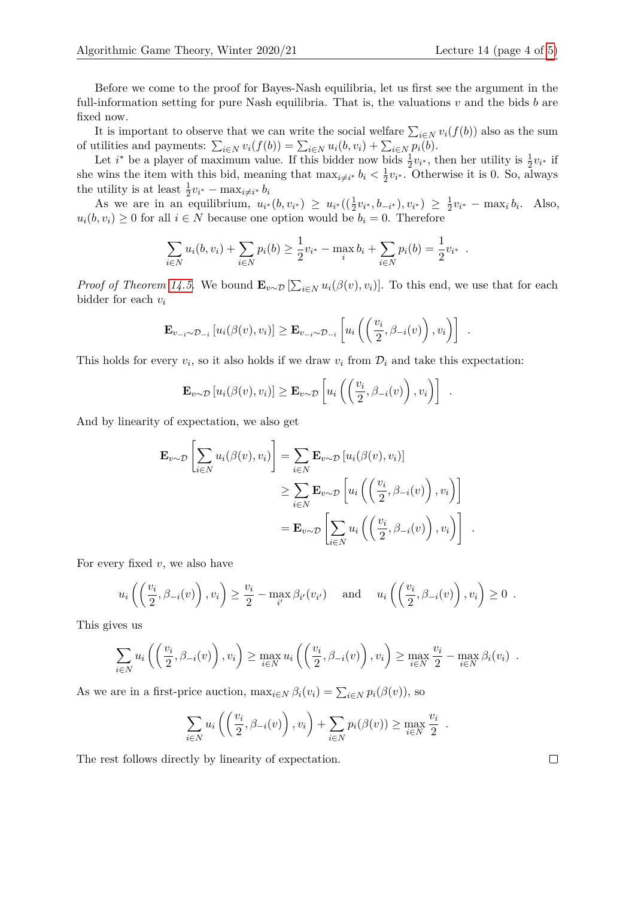Before we come to the proof for Bayes-Nash equilibria, let us first see the argument in the full-information setting for pure Nash equilibria. That is, the valuations $v$ and the bids $b$ are fixed now.

It is important to observe that we can write the social welfare $\sum_{i \in N} v_i(f(b))$ also as the sum of utilities and payments: $\sum_{i \in N} v_i(f(b)) = \sum_{i \in N} u_i(b, v_i) + \sum_{i \in N} p_i(b)$.

Let $i^*$ be a player of maximum value. If this bidder now bids $\frac{1}{2} v_{i^*}$, then her utility is $\frac{1}{2} v_{i^*}$ if she wins the item with this bid, meaning that $\max_{i \neq i^*} b_i < \frac{1}{2} v_{i^*}$. Otherwise it is 0. So, always the utility is at least $\frac{1}{2} v_{i^*} - \max_{i \neq i^*} b_i$

As we are in an equilibrium, $u_{i^*}(b, v_{i^*}) \geq u_{i^*}((\frac{1}{2} v_{i^*}, b_{-i^*}), v_{i^*}) \geq \frac{1}{2} v_{i^*} - \max_i b_i$. Also, $u_i(b, v_i) \geq 0$ for all $i \in N$ because one option would be $b_i = 0$. Therefore

$$\sum_{i \in N} u_i(b, v_i) + \sum_{i \in N} p_i(b) \geq \frac{1}{2} v_{i^*} - \max_i b_i + \sum_{i \in N} p_i(b) = \frac{1}{2} v_{i^*} \ .$$

*Proof of Theorem 14.5.* We bound $\mathbf{E}_{v \sim \mathcal{D}} \left[ \sum_{i \in N} u_i(\beta(v), v_i) \right]$. To this end, we use that for each bidder for each $v_i$

$$\mathbf{E}_{v_{-i} \sim \mathcal{D}_{-i}} \left[ u_i(\beta(v), v_i) \right] \geq \mathbf{E}_{v_{-i} \sim \mathcal{D}_{-i}} \left[ u_i \left( \left( \frac{v_i}{2}, \beta_{-i}(v) \right), v_i \right) \right] \ .$$

This holds for every $v_i$, so it also holds if we draw $v_i$ from $\mathcal{D}_i$ and take this expectation:

$$\mathbf{E}_{v \sim \mathcal{D}} \left[ u_i(\beta(v), v_i) \right] \geq \mathbf{E}_{v \sim \mathcal{D}} \left[ u_i \left( \left( \frac{v_i}{2}, \beta_{-i}(v) \right), v_i \right) \right] \ .$$

And by linearity of expectation, we also get

$$\begin{aligned}
\mathbf{E}_{v \sim \mathcal{D}} \left[ \sum_{i \in N} u_i(\beta(v), v_i) \right] &= \sum_{i \in N} \mathbf{E}_{v \sim \mathcal{D}} \left[ u_i(\beta(v), v_i) \right] \\
&\geq \sum_{i \in N} \mathbf{E}_{v \sim \mathcal{D}} \left[ u_i \left( \left( \frac{v_i}{2}, \beta_{-i}(v) \right), v_i \right) \right] \\
&= \mathbf{E}_{v \sim \mathcal{D}} \left[ \sum_{i \in N} u_i \left( \left( \frac{v_i}{2}, \beta_{-i}(v) \right), v_i \right) \right] \ .
\end{aligned}$$

For every fixed $v$, we also have

$$u_i \left( \left( \frac{v_i}{2}, \beta_{-i}(v) \right), v_i \right) \geq \frac{v_i}{2} - \max_{i'} \beta_{i'}(v_{i'}) \quad \text{and} \quad u_i \left( \left( \frac{v_i}{2}, \beta_{-i}(v) \right), v_i \right) \geq 0 \ .$$

This gives us

$$\sum_{i \in N} u_i \left( \left( \frac{v_i}{2}, \beta_{-i}(v) \right), v_i \right) \geq \max_{i \in N} u_i \left( \left( \frac{v_i}{2}, \beta_{-i}(v) \right), v_i \right) \geq \max_{i \in N} \frac{v_i}{2} - \max_{i \in N} \beta_i(v_i) \ .$$

As we are in a first-price auction, $\max_{i \in N} \beta_i(v_i) = \sum_{i \in N} p_i(\beta(v))$, so

$$\sum_{i \in N} u_i \left( \left( \frac{v_i}{2}, \beta_{-i}(v) \right), v_i \right) + \sum_{i \in N} p_i(\beta(v)) \geq \max_{i \in N} \frac{v_i}{2} \ .$$

The rest follows directly by linearity of expectation. □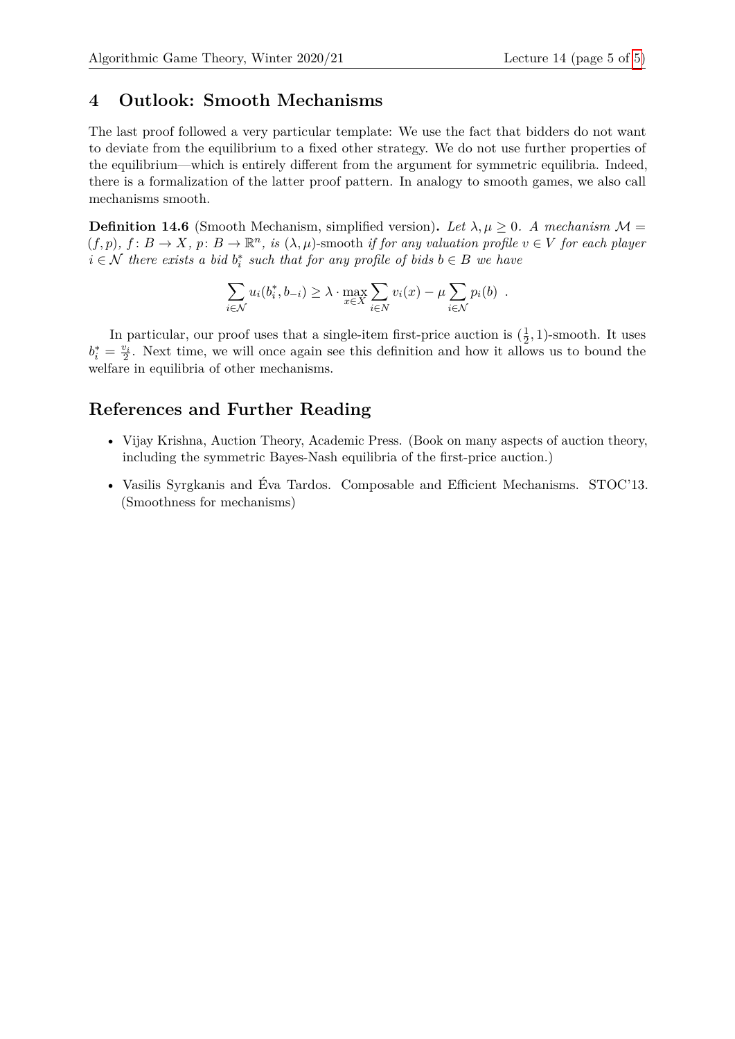## 4 Outlook: Smooth Mechanisms

The last proof followed a very particular template: We use the fact that bidders do not want to deviate from the equilibrium to a fixed other strategy. We do not use further properties of the equilibrium—which is entirely different from the argument for symmetric equilibria. Indeed, there is a formalization of the latter proof pattern. In analogy to smooth games, we also call mechanisms smooth.

**Definition 14.6** (Smooth Mechanism, simplified version)**.** *Let $\lambda, \mu \geq 0$. A mechanism $\mathcal{M} = (f, p)$, $f\colon B \to X$, $p\colon B \to \mathbb{R}^n$, is* $(\lambda, \mu)$-smooth *if for any valuation profile $v \in V$ for each player $i \in \mathcal{N}$ there exists a bid $b_i^*$ such that for any profile of bids $b \in B$ we have*

$$\sum_{i \in \mathcal{N}} u_i(b_i^*, b_{-i}) \geq \lambda \cdot \max_{x \in X} \sum_{i \in N} v_i(x) - \mu \sum_{i \in \mathcal{N}} p_i(b) \enspace .$$

In particular, our proof uses that a single-item first-price auction is $(\frac{1}{2}, 1)$-smooth. It uses $b_i^* = \frac{v_i}{2}$. Next time, we will once again see this definition and how it allows us to bound the welfare in equilibria of other mechanisms.

## References and Further Reading

- Vijay Krishna, Auction Theory, Academic Press. (Book on many aspects of auction theory, including the symmetric Bayes-Nash equilibria of the first-price auction.)
- Vasilis Syrgkanis and Éva Tardos. Composable and Efficient Mechanisms. STOC'13. (Smoothness for mechanisms)